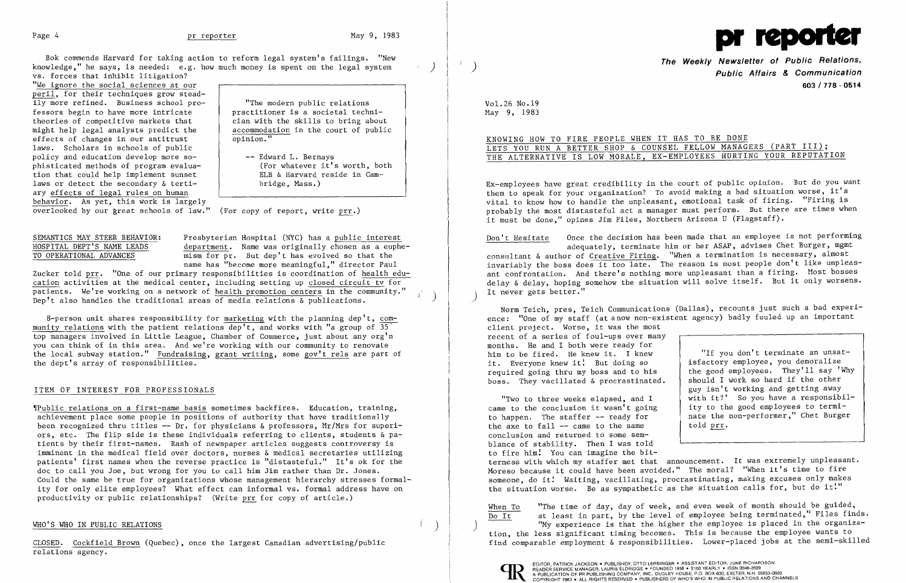Bok commends Harvard for taking action to reform legal system's failings. "New knowledge," he says, is needed: e.g. how much money is spent on the legal system vs. forces that inhibit litigation?

"We ignore the social sciences at our peril, for their techniques grow steadily more refined. Business school professors begin to have more intricate theories of competitive markets that might help legal analysts predict the effects of changes in our antitrust laws. Scholars in schools of public policy and education develop more sophisticated methods of program evaluation that could help implement sunset laws or detect the secondary & tertiary effects of legal rules on human behavior. As yet, this work is largely overlooked by our great schools of law." (For copy of report, write prr.)

> "The modern public relations practitioner is a societal technician with the skills to bring about accommodation in the court of public opinion."
>
> -- Edward L. Bernays
> (For whatever it's worth, both ELB & Harvard reside in Cambridge, Mass.)

**SEMANTICS MAY STEER BEHAVIOR: HOSPITAL DEPT'S NAME LEADS TO OPERATIONAL ADVANCES**

Presbyterian Hospital (NYC) has a public interest department. Name was originally chosen as a euphemism for pr. But dep't has evolved so that the name has "become more meaningful," director Paul Zucker told prr. "One of our primary responsibilities is coordination of health education activities at the medical center, including setting up closed circuit tv for patients. We're working on a network of health promotion centers in the community." Dep't also handles the traditional areas of media relations & publications.

8-person unit shares responsibility for marketing with the planning dep't, community relations with the patient relations dep't, and works with "a group of 35 top managers involved in Little League, Chamber of Commerce, just about any org'n you can think of in this area. And we're working with our community to renovate the local subway station." Fundraising, grant writing, some gov't rels are part of the dept's array of responsibilities.

## ITEM OF INTEREST FOR PROFESSIONALS

¶Public relations on a first-name basis sometimes backfires. Education, training, achievement place some people in positions of authority that have traditionally been recognized thru titles -- Dr. for physicians & professors, Mr/Mrs for superiors, etc. The flip side is these individuals referring to clients, students & patients by their first-names. Rash of newspaper articles suggests controversy is imminent in the medical field over doctors, nurses & medical secretaries utilizing patients' first names when the reverse practice is "distasteful." It's ok for the doc to call you Joe, but wrong for you to call him Jim rather than Dr. Jones. Could the same be true for organizations whose management hierarchy stresses formality for only elite employees? What effect can informal vs. formal address have on productivity or public relationships? (Write prr for copy of article.)

## WHO'S WHO IN PUBLIC RELATIONS

CLOSED. Cockfield Brown (Quebec), once the largest Canadian advertising/public relations agency.

# pr reporter

**The Weekly Newsletter of Public Relations, Public Affairs & Communication**
603 / 778 - 0514

Vol.26 No.19
May 9, 1983

## KNOWING HOW TO FIRE PEOPLE WHEN IT HAS TO BE DONE LETS YOU RUN A BETTER SHOP & COUNSEL FELLOW MANAGERS (PART III); THE ALTERNATIVE IS LOW MORALE, EX-EMPLOYEES HURTING YOUR REPUTATION

Ex-employees have great credibility in the court of public opinion. But do you want them to speak for your organization? To avoid making a bad situation worse, it's vital to know how to handle the unpleasant, emotional task of firing. "Firing is probably the most distasteful act a manager must perform. But there are times when it must be done," opines Jim Files, Northern Arizona U (Flagstaff).

**Don't Hesitate** Once the decision has been made that an employee is not performing adequately, terminate him or her ASAP, advises Chet Burger, mgmt consultant & author of Creative Firing. "When a termination is necessary, almost invariably the boss does it too late. The reason is most people don't like unpleasant confrontation. And there's nothing more unpleasant than a firing. Most bosses delay & delay, hoping somehow the situation will solve itself. But it only worsens. It never gets better."

Norm Teich, pres, Teich Communications (Dallas), recounts just such a bad experience: "One of my staff (at a now non-existent agency) badly fouled up an important client project. Worse, it was the most recent of a series of foul-ups over many months. He and I both were ready for him to be fired. He knew it. I knew it. Everyone knew it! But doing so required going thru my boss and to his boss. They vacillated & procrastinated.

"Two to three weeks elapsed, and I came to the conclusion it wasn't going to happen. The staffer -- ready for the axe to fall -- came to the same conclusion and returned to some semblance of stability. Then I was told to fire him! You can imagine the bitterness with which my staffer met that announcement. It was extremely unpleasant. Moreso because it could have been avoided." The moral? "When it's time to fire someone, do it! Waiting, vacillating, procrastinating, making excuses only makes the situation worse. Be as sympathetic as the situation calls for, but do it!"

> "If you don't terminate an unsatisfactory employee, you demoralize the good employees. They'll say 'Why should I work so hard if the other guy isn't working and getting away with it?' So you have a responsibility to the good employees to terminate the non-performer," Chet Burger told prr.

**When To Do It** "The time of day, day of week, and even week of month should be guided, at least in part, by the level of employee being terminated," Files finds. "My experience is that the higher the employee is placed in the organization, the less significant timing becomes. This is because the employee wants to find comparable employment & responsibilities. Lower-placed jobs at the semi-skilled

EDITOR, PATRICK JACKSON • PUBLISHER, OTTO LERBINGER • ASSISTANT EDITOR, JUNE RICHARDSON
READER SERVICE MANAGER, LAURIE ELDRIDGE • FOUNDED 1958 • $100 YEARLY • ISSN 0048-2609
A PUBLICATION OF PR PUBLISHING COMPANY, INC., DUDLEY HOUSE, P.O. BOX 600, EXETER, N.H. 03833-0600
COPYRIGHT 1983 • ALL RIGHTS RESERVED • PUBLISHERS OF WHO'S WHO IN PUBLIC RELATIONS AND CHANNELS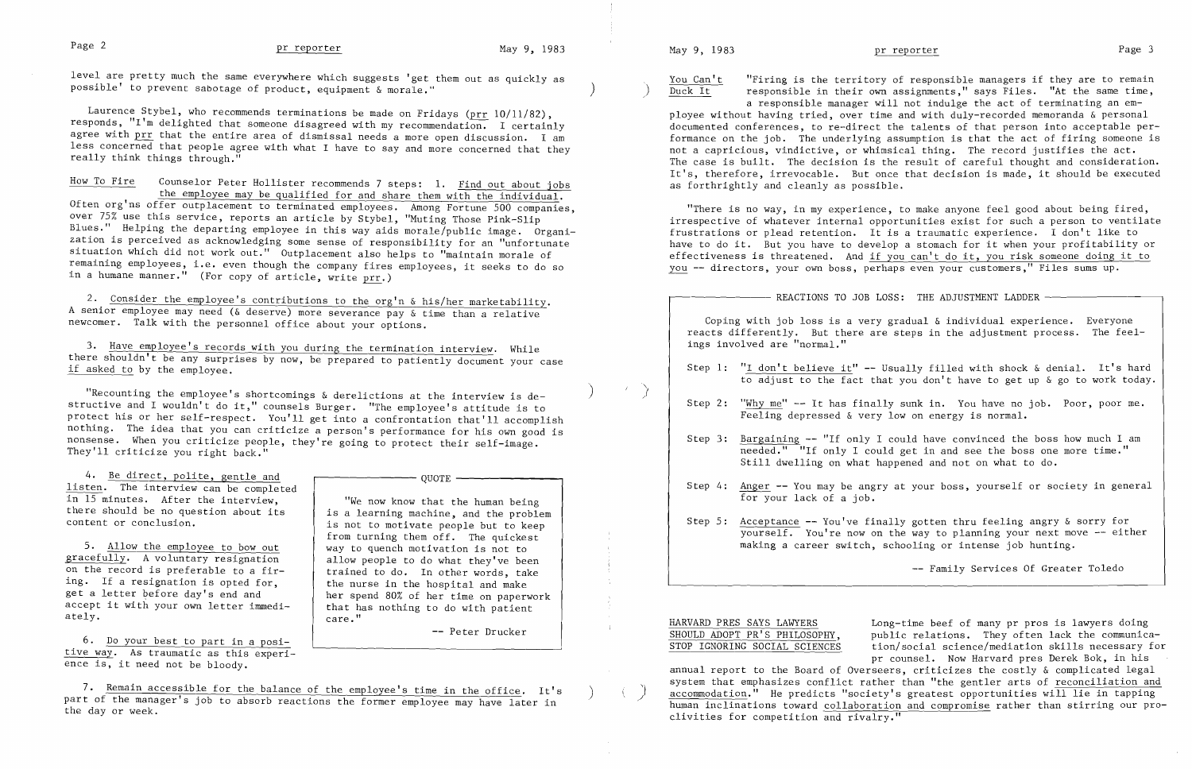level are pretty much the same everywhere which suggests 'get them out as quickly as possible' to prevent sabotage of product, equipment & morale."

Laurence Stybel, who recommends terminations be made on Fridays (prr 10/11/82), responds, "I'm delighted that someone disagreed with my recommendation. I certainly agree with prr that the entire area of dismissal needs a more open discussion. I am less concerned that people agree with what I have to say and more concerned that they really think things through."

**How To Fire** Counselor Peter Hollister recommends 7 steps: 1. Find out about jobs the employee may be qualified for and share them with the individual. Often org'ns offer outplacement to terminated employees. Among Fortune 500 companies, over 75% use this service, reports an article by Stybel, "Muting Those Pink-Slip Blues." Helping the departing employee in this way aids morale/public image. Organization is perceived as acknowledging some sense of responsibility for an "unfortunate situation which did not work out." Outplacement also helps to "maintain morale of remaining employees, i.e. even though the company fires employees, it seeks to do so in a humane manner." (For copy of article, write prr.)

2. Consider the employee's contributions to the org'n & his/her marketability. A senior employee may need (& deserve) more severance pay & time than a relative newcomer. Talk with the personnel office about your options.

3. Have employee's records with you during the termination interview. While there shouldn't be any surprises by now, be prepared to patiently document your case if asked to by the employee.

"Recounting the employee's shortcomings & derelictions at the interview is destructive and I wouldn't do it," counsels Burger. "The employee's attitude is to protect his or her self-respect. You'll get into a confrontation that'll accomplish nothing. The idea that you can criticize a person's performance for his own good is nonsense. When you criticize people, they're going to protect their self-image. They'll criticize you right back."

4. Be direct, polite, gentle and listen. The interview can be completed in 15 minutes. After the interview, there should be no question about its content or conclusion.

5. Allow the employee to bow out gracefully. A voluntary resignation on the record is preferable to a firing. If a resignation is opted for, get a letter before day's end and accept it with your own letter immediately.

6. Do your best to part in a positive way. As traumatic as this experience is, it need not be bloody.

> **QUOTE**
>
> "We now know that the human being is a learning machine, and the problem is not to motivate people but to keep from turning them off. The quickest way to quench motivation is not to allow people to do what they've been trained to do. In other words, take the nurse in the hospital and make her spend 80% of her time on paperwork that has nothing to do with patient care."
>
> -- Peter Drucker

7. Remain accessible for the balance of the employee's time in the office. It's part of the manager's job to absorb reactions the former employee may have later in the day or week.

**You Can't Duck It** "Firing is the territory of responsible managers if they are to remain responsible in their own assignments," says Files. "At the same time, a responsible manager will not indulge the act of terminating an employee without having tried, over time and with duly-recorded memoranda & personal documented conferences, to re-direct the talents of that person into acceptable performance on the job. The underlying assumption is that the act of firing someone is not a capricious, vindictive, or whimsical thing. The record justifies the act. The case is built. The decision is the result of careful thought and consideration. It's, therefore, irrevocable. But once that decision is made, it should be executed as forthrightly and cleanly as possible.

"There is no way, in my experience, to make anyone feel good about being fired, irrespective of whatever internal opportunities exist for such a person to ventilate frustrations or plead retention. It is a traumatic experience. I don't like to have to do it. But you have to develop a stomach for it when your profitability or effectiveness is threatened. And if you can't do it, you risk someone doing it to you -- directors, your own boss, perhaps even your customers," Files sums up.

> **REACTIONS TO JOB LOSS: THE ADJUSTMENT LADDER**
>
> Coping with job loss is a very gradual & individual experience. Everyone reacts differently. But there are steps in the adjustment process. The feelings involved are "normal."
>
> Step 1: "I don't believe it" -- Usually filled with shock & denial. It's hard to adjust to the fact that you don't have to get up & go to work today.
>
> Step 2: "Why me" -- It has finally sunk in. You have no job. Poor, poor me. Feeling depressed & very low on energy is normal.
>
> Step 3: Bargaining -- "If only I could have convinced the boss how much I am needed." "If only I could get in and see the boss one more time." Still dwelling on what happened and not on what to do.
>
> Step 4: Anger -- You may be angry at your boss, yourself or society in general for your lack of a job.
>
> Step 5: Acceptance -- You've finally gotten thru feeling angry & sorry for yourself. You're now on the way to planning your next move -- either making a career switch, schooling or intense job hunting.
>
> -- Family Services Of Greater Toledo

**HARVARD PRES SAYS LAWYERS SHOULD ADOPT PR'S PHILOSOPHY, STOP IGNORING SOCIAL SCIENCES** Long-time beef of many pr pros is lawyers doing public relations. They often lack the communication/social science/mediation skills necessary for pr counsel. Now Harvard pres Derek Bok, in his annual report to the Board of Overseers, criticizes the costly & complicated legal system that emphasizes conflict rather than "the gentler arts of reconciliation and accommodation." He predicts "society's greatest opportunities will lie in tapping human inclinations toward collaboration and compromise rather than stirring our proclivities for competition and rivalry."